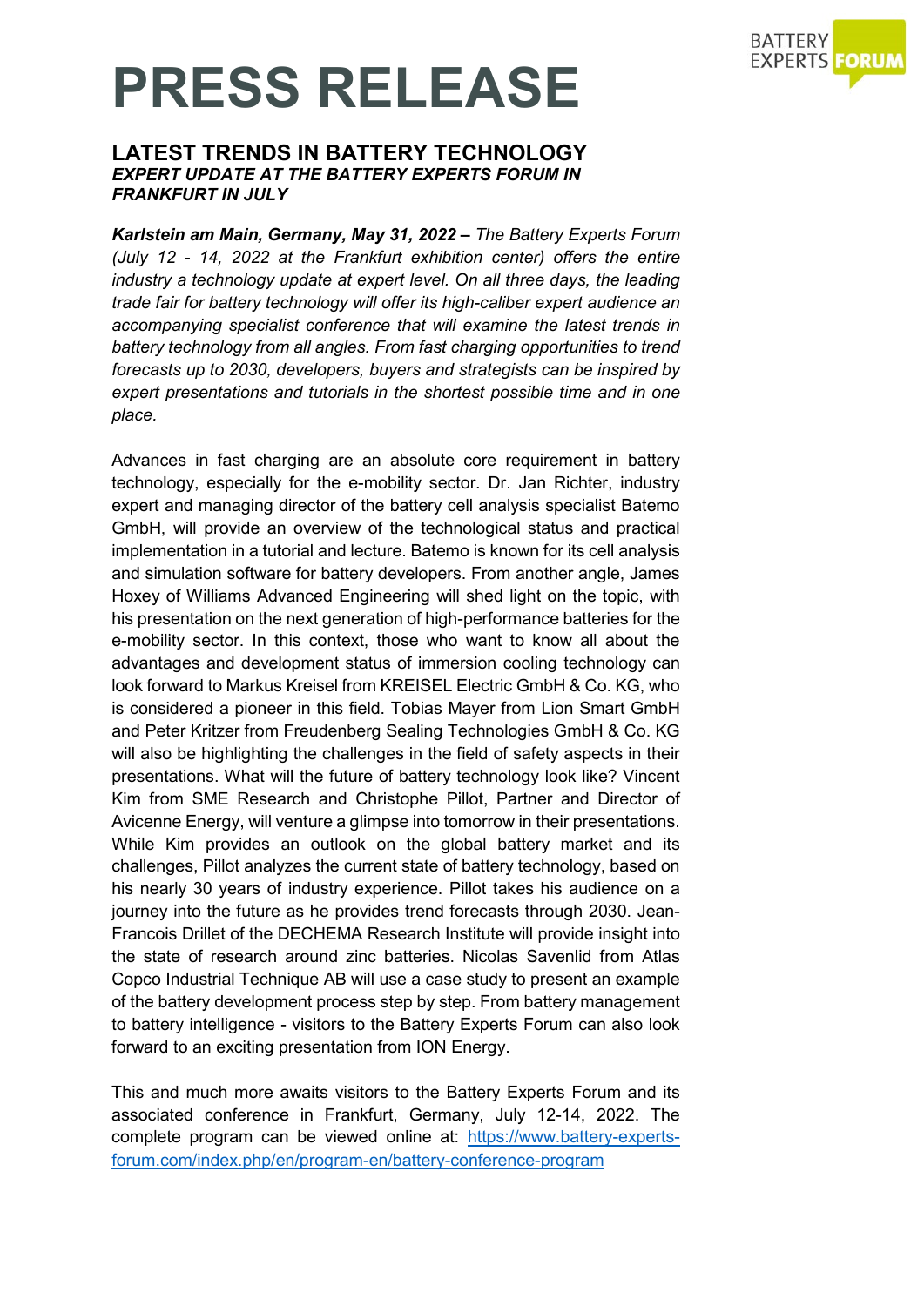# PRESS RELEASE

## LATEST TRENDS IN BATTERY TECHNOLOGY

***EXPERT UPDATE AT THE BATTERY EXPERTS FORUM IN FRANKFURT IN JULY***

***Karlstein am Main, Germany, May 31, 2022 –*** *The Battery Experts Forum (July 12 - 14, 2022 at the Frankfurt exhibition center) offers the entire industry a technology update at expert level. On all three days, the leading trade fair for battery technology will offer its high-caliber expert audience an accompanying specialist conference that will examine the latest trends in battery technology from all angles. From fast charging opportunities to trend forecasts up to 2030, developers, buyers and strategists can be inspired by expert presentations and tutorials in the shortest possible time and in one place.*

Advances in fast charging are an absolute core requirement in battery technology, especially for the e-mobility sector. Dr. Jan Richter, industry expert and managing director of the battery cell analysis specialist Batemo GmbH, will provide an overview of the technological status and practical implementation in a tutorial and lecture. Batemo is known for its cell analysis and simulation software for battery developers. From another angle, James Hoxey of Williams Advanced Engineering will shed light on the topic, with his presentation on the next generation of high-performance batteries for the e-mobility sector. In this context, those who want to know all about the advantages and development status of immersion cooling technology can look forward to Markus Kreisel from KREISEL Electric GmbH & Co. KG, who is considered a pioneer in this field. Tobias Mayer from Lion Smart GmbH and Peter Kritzer from Freudenberg Sealing Technologies GmbH & Co. KG will also be highlighting the challenges in the field of safety aspects in their presentations. What will the future of battery technology look like? Vincent Kim from SME Research and Christophe Pillot, Partner and Director of Avicenne Energy, will venture a glimpse into tomorrow in their presentations. While Kim provides an outlook on the global battery market and its challenges, Pillot analyzes the current state of battery technology, based on his nearly 30 years of industry experience. Pillot takes his audience on a journey into the future as he provides trend forecasts through 2030. Jean-Francois Drillet of the DECHEMA Research Institute will provide insight into the state of research around zinc batteries. Nicolas Savenlid from Atlas Copco Industrial Technique AB will use a case study to present an example of the battery development process step by step. From battery management to battery intelligence - visitors to the Battery Experts Forum can also look forward to an exciting presentation from ION Energy.

This and much more awaits visitors to the Battery Experts Forum and its associated conference in Frankfurt, Germany, July 12-14, 2022. The complete program can be viewed online at: https://www.battery-experts-forum.com/index.php/en/program-en/battery-conference-program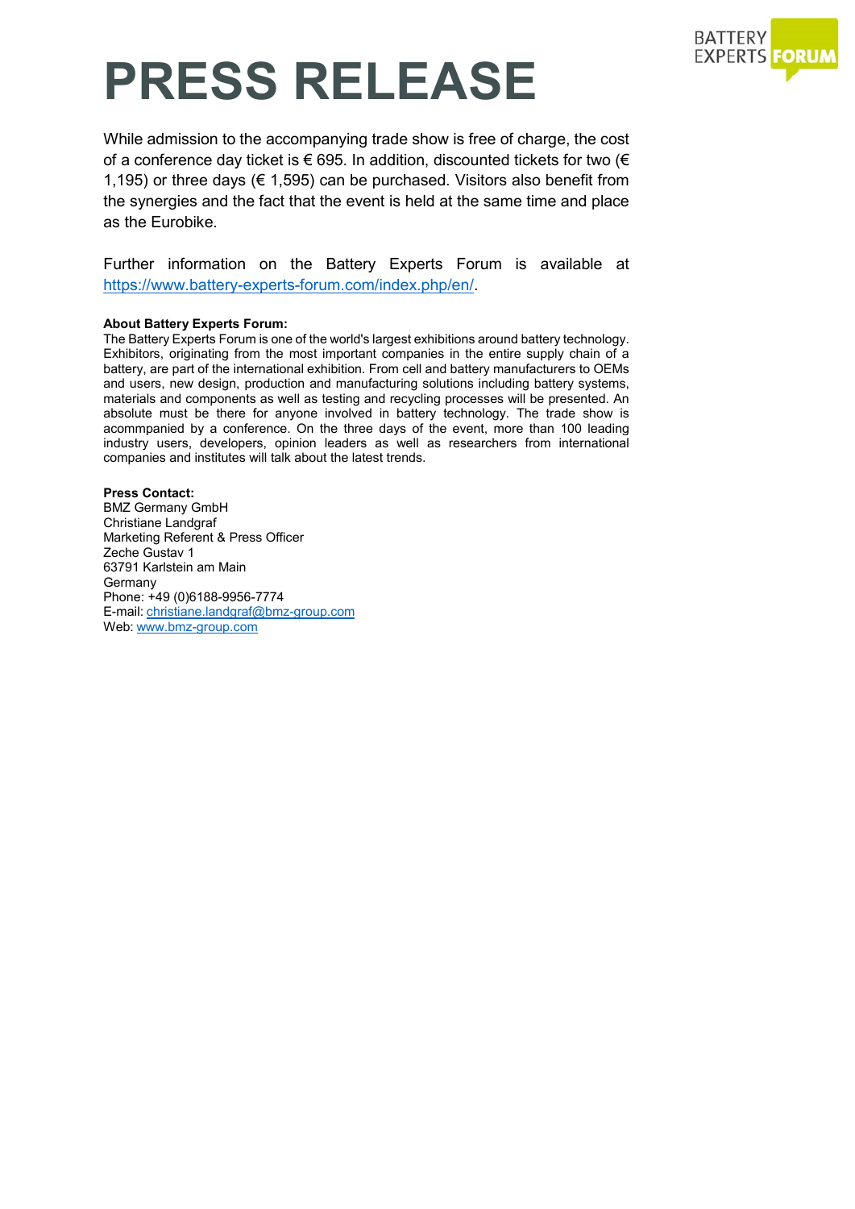# PRESS RELEASE

While admission to the accompanying trade show is free of charge, the cost of a conference day ticket is € 695. In addition, discounted tickets for two (€ 1,195) or three days (€ 1,595) can be purchased. Visitors also benefit from the synergies and the fact that the event is held at the same time and place as the Eurobike.

Further information on the Battery Experts Forum is available at https://www.battery-experts-forum.com/index.php/en/.

**About Battery Experts Forum:**
The Battery Experts Forum is one of the world's largest exhibitions around battery technology. Exhibitors, originating from the most important companies in the entire supply chain of a battery, are part of the international exhibition. From cell and battery manufacturers to OEMs and users, new design, production and manufacturing solutions including battery systems, materials and components as well as testing and recycling processes will be presented. An absolute must be there for anyone involved in battery technology. The trade show is acommpanied by a conference. On the three days of the event, more than 100 leading industry users, developers, opinion leaders as well as researchers from international companies and institutes will talk about the latest trends.

**Press Contact:**
BMZ Germany GmbH
Christiane Landgraf
Marketing Referent & Press Officer
Zeche Gustav 1
63791 Karlstein am Main
Germany
Phone: +49 (0)6188-9956-7774
E-mail: christiane.landgraf@bmz-group.com
Web: www.bmz-group.com